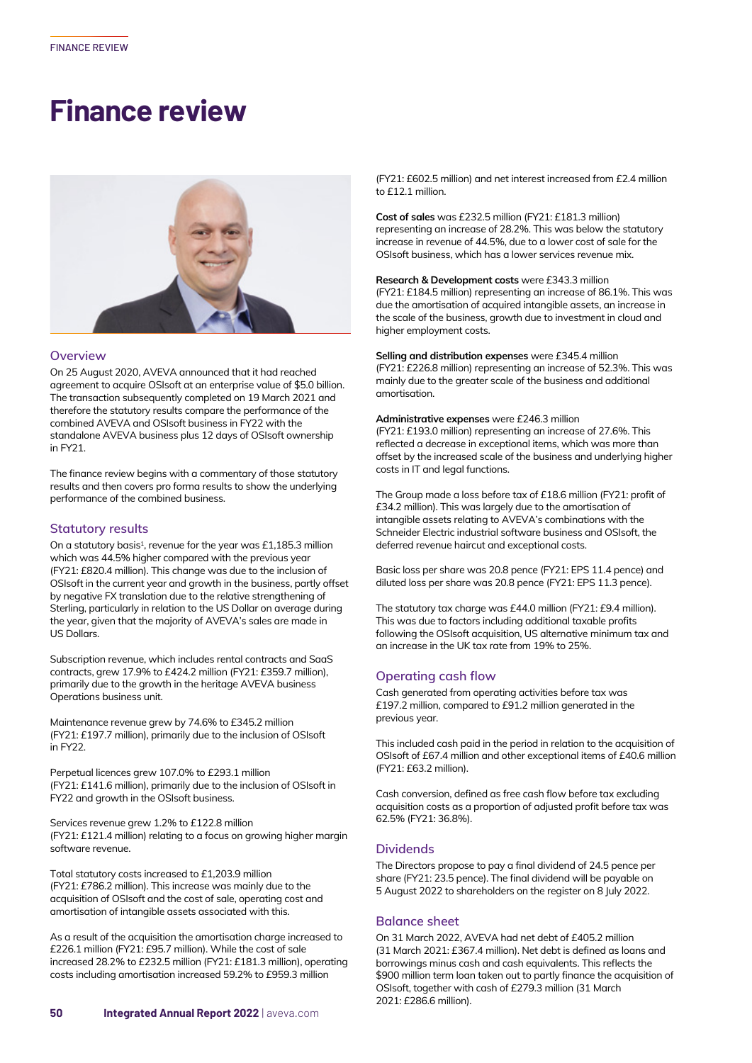# Finance review

## Overview

On 25 August 2020, AVEVA announced that it had reached agreement to acquire OSIsoft at an enterprise value of $5.0 billion. The transaction subsequently completed on 19 March 2021 and therefore the statutory results compare the performance of the combined AVEVA and OSIsoft business in FY22 with the standalone AVEVA business plus 12 days of OSIsoft ownership in FY21.

The finance review begins with a commentary of those statutory results and then covers pro forma results to show the underlying performance of the combined business.

## Statutory results

On a statutory basis[1], revenue for the year was £1,185.3 million which was 44.5% higher compared with the previous year (FY21: £820.4 million). This change was due to the inclusion of OSIsoft in the current year and growth in the business, partly offset by negative FX translation due to the relative strengthening of Sterling, particularly in relation to the US Dollar on average during the year, given that the majority of AVEVA's sales are made in US Dollars.

Subscription revenue, which includes rental contracts and SaaS contracts, grew 17.9% to £424.2 million (FY21: £359.7 million), primarily due to the growth in the heritage AVEVA business Operations business unit.

Maintenance revenue grew by 74.6% to £345.2 million (FY21: £197.7 million), primarily due to the inclusion of OSIsoft in FY22.

Perpetual licences grew 107.0% to £293.1 million (FY21: £141.6 million), primarily due to the inclusion of OSIsoft in FY22 and growth in the OSIsoft business.

Services revenue grew 1.2% to £122.8 million (FY21: £121.4 million) relating to a focus on growing higher margin software revenue.

Total statutory costs increased to £1,203.9 million (FY21: £786.2 million). This increase was mainly due to the acquisition of OSIsoft and the cost of sale, operating cost and amortisation of intangible assets associated with this.

As a result of the acquisition the amortisation charge increased to £226.1 million (FY21: £95.7 million). While the cost of sale increased 28.2% to £232.5 million (FY21: £181.3 million), operating costs including amortisation increased 59.2% to £959.3 million (FY21: £602.5 million) and net interest increased from £2.4 million to £12.1 million.

**Cost of sales** was £232.5 million (FY21: £181.3 million) representing an increase of 28.2%. This was below the statutory increase in revenue of 44.5%, due to a lower cost of sale for the OSIsoft business, which has a lower services revenue mix.

**Research & Development costs** were £343.3 million (FY21: £184.5 million) representing an increase of 86.1%. This was due the amortisation of acquired intangible assets, an increase in the scale of the business, growth due to investment in cloud and higher employment costs.

**Selling and distribution expenses** were £345.4 million (FY21: £226.8 million) representing an increase of 52.3%. This was mainly due to the greater scale of the business and additional amortisation.

**Administrative expenses** were £246.3 million (FY21: £193.0 million) representing an increase of 27.6%. This reflected a decrease in exceptional items, which was more than offset by the increased scale of the business and underlying higher costs in IT and legal functions.

The Group made a loss before tax of £18.6 million (FY21: profit of £34.2 million). This was largely due to the amortisation of intangible assets relating to AVEVA's combinations with the Schneider Electric industrial software business and OSIsoft, the deferred revenue haircut and exceptional costs.

Basic loss per share was 20.8 pence (FY21: EPS 11.4 pence) and diluted loss per share was 20.8 pence (FY21: EPS 11.3 pence).

The statutory tax charge was £44.0 million (FY21: £9.4 million). This was due to factors including additional taxable profits following the OSIsoft acquisition, US alternative minimum tax and an increase in the UK tax rate from 19% to 25%.

## Operating cash flow

Cash generated from operating activities before tax was £197.2 million, compared to £91.2 million generated in the previous year.

This included cash paid in the period in relation to the acquisition of OSIsoft of £67.4 million and other exceptional items of £40.6 million (FY21: £63.2 million).

Cash conversion, defined as free cash flow before tax excluding acquisition costs as a proportion of adjusted profit before tax was 62.5% (FY21: 36.8%).

## Dividends

The Directors propose to pay a final dividend of 24.5 pence per share (FY21: 23.5 pence). The final dividend will be payable on 5 August 2022 to shareholders on the register on 8 July 2022.

## Balance sheet

On 31 March 2022, AVEVA had net debt of £405.2 million (31 March 2021: £367.4 million). Net debt is defined as loans and borrowings minus cash and cash equivalents. This reflects the $900 million term loan taken out to partly finance the acquisition of OSIsoft, together with cash of £279.3 million (31 March 2021: £286.6 million).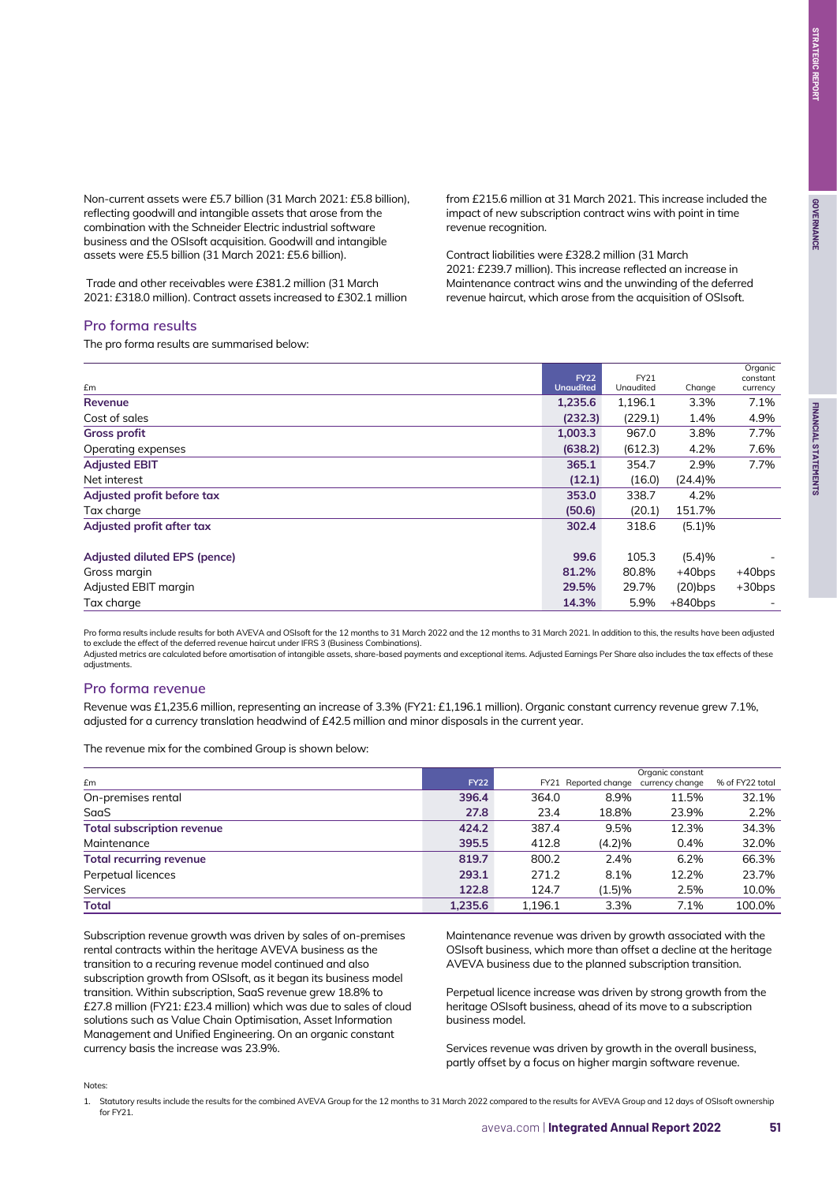Non-current assets were £5.7 billion (31 March 2021: £5.8 billion), reflecting goodwill and intangible assets that arose from the combination with the Schneider Electric industrial software business and the OSIsoft acquisition. Goodwill and intangible assets were £5.5 billion (31 March 2021: £5.6 billion).

Trade and other receivables were £381.2 million (31 March 2021: £318.0 million). Contract assets increased to £302.1 million from £215.6 million at 31 March 2021. This increase included the impact of new subscription contract wins with point in time revenue recognition.

Contract liabilities were £328.2 million (31 March 2021: £239.7 million). This increase reflected an increase in Maintenance contract wins and the unwinding of the deferred revenue haircut, which arose from the acquisition of OSIsoft.

## Pro forma results

The pro forma results are summarised below:

| £m | FY22 Unaudited | FY21 Unaudited | Change | Organic constant currency |
|---|---|---|---|---|
| **Revenue** | **1,235.6** | 1,196.1 | 3.3% | 7.1% |
| Cost of sales | **(232.3)** | (229.1) | 1.4% | 4.9% |
| **Gross profit** | **1,003.3** | 967.0 | 3.8% | 7.7% |
| Operating expenses | **(638.2)** | (612.3) | 4.2% | 7.6% |
| **Adjusted EBIT** | **365.1** | 354.7 | 2.9% | 7.7% |
| Net interest | **(12.1)** | (16.0) | (24.4)% | |
| **Adjusted profit before tax** | **353.0** | 338.7 | 4.2% | |
| Tax charge | **(50.6)** | (20.1) | 151.7% | |
| **Adjusted profit after tax** | **302.4** | 318.6 | (5.1)% | |
| | | | | |
| **Adjusted diluted EPS (pence)** | **99.6** | 105.3 | (5.4)% | - |
| Gross margin | **81.2%** | 80.8% | +40bps | +40bps |
| Adjusted EBIT margin | **29.5%** | 29.7% | (20)bps | +30bps |
| Tax charge | **14.3%** | 5.9% | +840bps | - |

Pro forma results include results for both AVEVA and OSIsoft for the 12 months to 31 March 2022 and the 12 months to 31 March 2021. In addition to this, the results have been adjusted to exclude the effect of the deferred revenue haircut under IFRS 3 (Business Combinations).

Adjusted metrics are calculated before amortisation of intangible assets, share-based payments and exceptional items. Adjusted Earnings Per Share also includes the tax effects of these adjustments.

## Pro forma revenue

Revenue was £1,235.6 million, representing an increase of 3.3% (FY21: £1,196.1 million). Organic constant currency revenue grew 7.1%, adjusted for a currency translation headwind of £42.5 million and minor disposals in the current year.

The revenue mix for the combined Group is shown below:

| £m | FY22 | FY21 | Reported change | Organic constant currency change | % of FY22 total |
|---|---|---|---|---|---|
| On-premises rental | **396.4** | 364.0 | 8.9% | 11.5% | 32.1% |
| SaaS | **27.8** | 23.4 | 18.8% | 23.9% | 2.2% |
| **Total subscription revenue** | **424.2** | 387.4 | 9.5% | 12.3% | 34.3% |
| Maintenance | **395.5** | 412.8 | (4.2)% | 0.4% | 32.0% |
| **Total recurring revenue** | **819.7** | 800.2 | 2.4% | 6.2% | 66.3% |
| Perpetual licences | **293.1** | 271.2 | 8.1% | 12.2% | 23.7% |
| Services | **122.8** | 124.7 | (1.5)% | 2.5% | 10.0% |
| **Total** | **1,235.6** | 1,196.1 | 3.3% | 7.1% | 100.0% |

Subscription revenue growth was driven by sales of on-premises rental contracts within the heritage AVEVA business as the transition to a recuring revenue model continued and also subscription growth from OSIsoft, as it began its business model transition. Within subscription, SaaS revenue grew 18.8% to £27.8 million (FY21: £23.4 million) which was due to sales of cloud solutions such as Value Chain Optimisation, Asset Information Management and Unified Engineering. On an organic constant currency basis the increase was 23.9%.

Maintenance revenue was driven by growth associated with the OSIsoft business, which more than offset a decline at the heritage AVEVA business due to the planned subscription transition.

Perpetual licence increase was driven by strong growth from the heritage OSIsoft business, ahead of its move to a subscription business model.

Services revenue was driven by growth in the overall business, partly offset by a focus on higher margin software revenue.

Notes:

1. Statutory results include the results for the combined AVEVA Group for the 12 months to 31 March 2022 compared to the results for AVEVA Group and 12 days of OSIsoft ownership for FY21.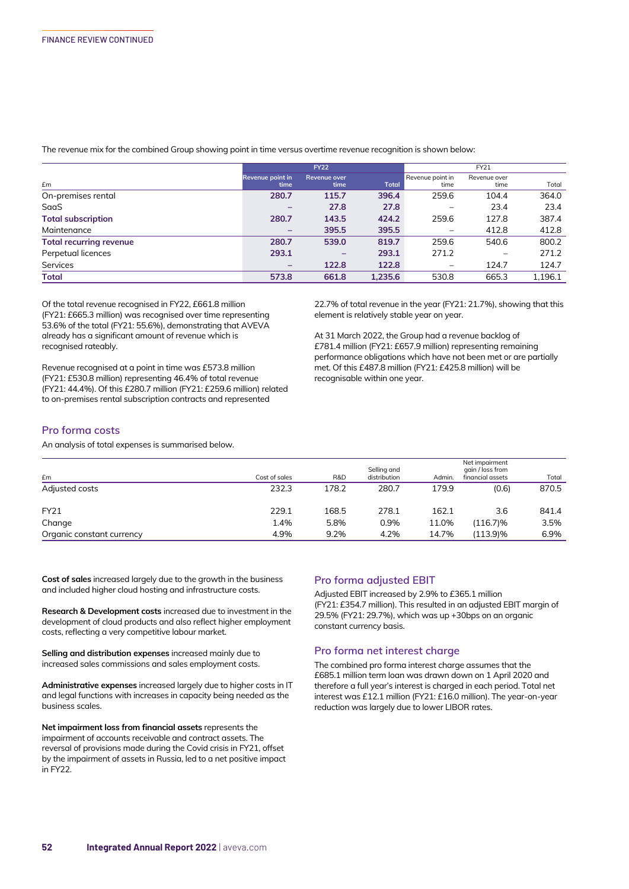The revenue mix for the combined Group showing point in time versus overtime revenue recognition is shown below:

| £m | FY22 | | | FY21 | | |
|---|---|---|---|---|---|---|
| | Revenue point in time | Revenue over time | Total | Revenue point in time | Revenue over time | Total |
| On-premises rental | 280.7 | 115.7 | 396.4 | 259.6 | 104.4 | 364.0 |
| SaaS | – | 27.8 | 27.8 | – | 23.4 | 23.4 |
| **Total subscription** | 280.7 | 143.5 | 424.2 | 259.6 | 127.8 | 387.4 |
| Maintenance | – | 395.5 | 395.5 | – | 412.8 | 412.8 |
| **Total recurring revenue** | 280.7 | 539.0 | 819.7 | 259.6 | 540.6 | 800.2 |
| Perpetual licences | 293.1 | – | 293.1 | 271.2 | – | 271.2 |
| Services | – | 122.8 | 122.8 | – | 124.7 | 124.7 |
| **Total** | 573.8 | 661.8 | 1,235.6 | 530.8 | 665.3 | 1,196.1 |

Of the total revenue recognised in FY22, £661.8 million (FY21: £665.3 million) was recognised over time representing 53.6% of the total (FY21: 55.6%), demonstrating that AVEVA already has a significant amount of revenue which is recognised rateably.

Revenue recognised at a point in time was £573.8 million (FY21: £530.8 million) representing 46.4% of total revenue (FY21: 44.4%). Of this £280.7 million (FY21: £259.6 million) related to on-premises rental subscription contracts and represented 22.7% of total revenue in the year (FY21: 21.7%), showing that this element is relatively stable year on year.

At 31 March 2022, the Group had a revenue backlog of £781.4 million (FY21: £657.9 million) representing remaining performance obligations which have not been met or are partially met. Of this £487.8 million (FY21: £425.8 million) will be recognisable within one year.

## Pro forma costs

An analysis of total expenses is summarised below.

| £m | Cost of sales | R&D | Selling and distribution | Admin. | Net impairment gain / loss from financial assets | Total |
|---|---|---|---|---|---|---|
| Adjusted costs | 232.3 | 178.2 | 280.7 | 179.9 | (0.6) | 870.5 |
| FY21 | 229.1 | 168.5 | 278.1 | 162.1 | 3.6 | 841.4 |
| Change | 1.4% | 5.8% | 0.9% | 11.0% | (116.7)% | 3.5% |
| Organic constant currency | 4.9% | 9.2% | 4.2% | 14.7% | (113.9)% | 6.9% |

**Cost of sales** increased largely due to the growth in the business and included higher cloud hosting and infrastructure costs.

**Research & Development costs** increased due to investment in the development of cloud products and also reflect higher employment costs, reflecting a very competitive labour market.

**Selling and distribution expenses** increased mainly due to increased sales commissions and sales employment costs.

**Administrative expenses** increased largely due to higher costs in IT and legal functions with increases in capacity being needed as the business scales.

**Net impairment loss from financial assets** represents the impairment of accounts receivable and contract assets. The reversal of provisions made during the Covid crisis in FY21, offset by the impairment of assets in Russia, led to a net positive impact in FY22.

## Pro forma adjusted EBIT

Adjusted EBIT increased by 2.9% to £365.1 million (FY21: £354.7 million). This resulted in an adjusted EBIT margin of 29.5% (FY21: 29.7%), which was up +30bps on an organic constant currency basis.

## Pro forma net interest charge

The combined pro forma interest charge assumes that the £685.1 million term loan was drawn down on 1 April 2020 and therefore a full year's interest is charged in each period. Total net interest was £12.1 million (FY21: £16.0 million). The year-on-year reduction was largely due to lower LIBOR rates.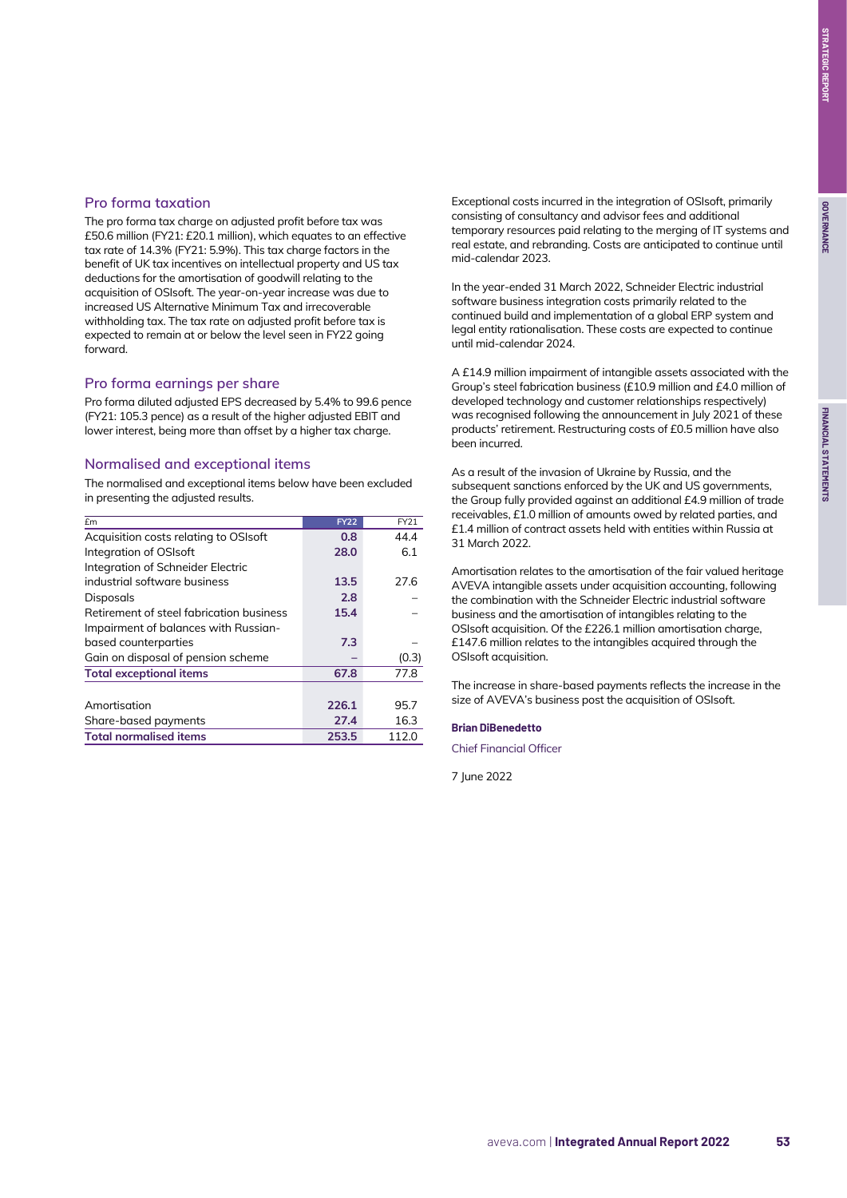## Pro forma taxation

The pro forma tax charge on adjusted profit before tax was £50.6 million (FY21: £20.1 million), which equates to an effective tax rate of 14.3% (FY21: 5.9%). This tax charge factors in the benefit of UK tax incentives on intellectual property and US tax deductions for the amortisation of goodwill relating to the acquisition of OSIsoft. The year-on-year increase was due to increased US Alternative Minimum Tax and irrecoverable withholding tax. The tax rate on adjusted profit before tax is expected to remain at or below the level seen in FY22 going forward.

## Pro forma earnings per share

Pro forma diluted adjusted EPS decreased by 5.4% to 99.6 pence (FY21: 105.3 pence) as a result of the higher adjusted EBIT and lower interest, being more than offset by a higher tax charge.

## Normalised and exceptional items

The normalised and exceptional items below have been excluded in presenting the adjusted results.

| £m | FY22 | FY21 |
|---|---|---|
| Acquisition costs relating to OSIsoft | **0.8** | 44.4 |
| Integration of OSIsoft | **28.0** | 6.1 |
| Integration of Schneider Electric industrial software business | **13.5** | 27.6 |
| Disposals | **2.8** | – |
| Retirement of steel fabrication business | **15.4** | – |
| Impairment of balances with Russian-based counterparties | **7.3** | – |
| Gain on disposal of pension scheme | – | (0.3) |
| **Total exceptional items** | **67.8** | 77.8 |
| | | |
| Amortisation | **226.1** | 95.7 |
| Share-based payments | **27.4** | 16.3 |
| **Total normalised items** | **253.5** | 112.0 |

Exceptional costs incurred in the integration of OSIsoft, primarily consisting of consultancy and advisor fees and additional temporary resources paid relating to the merging of IT systems and real estate, and rebranding. Costs are anticipated to continue until mid-calendar 2023.

In the year-ended 31 March 2022, Schneider Electric industrial software business integration costs primarily related to the continued build and implementation of a global ERP system and legal entity rationalisation. These costs are expected to continue until mid-calendar 2024.

A £14.9 million impairment of intangible assets associated with the Group's steel fabrication business (£10.9 million and £4.0 million of developed technology and customer relationships respectively) was recognised following the announcement in July 2021 of these products' retirement. Restructuring costs of £0.5 million have also been incurred.

As a result of the invasion of Ukraine by Russia, and the subsequent sanctions enforced by the UK and US governments, the Group fully provided against an additional £4.9 million of trade receivables, £1.0 million of amounts owed by related parties, and £1.4 million of contract assets held with entities within Russia at 31 March 2022.

Amortisation relates to the amortisation of the fair valued heritage AVEVA intangible assets under acquisition accounting, following the combination with the Schneider Electric industrial software business and the amortisation of intangibles relating to the OSIsoft acquisition. Of the £226.1 million amortisation charge, £147.6 million relates to the intangibles acquired through the OSIsoft acquisition.

The increase in share-based payments reflects the increase in the size of AVEVA's business post the acquisition of OSIsoft.

**Brian DiBenedetto**

Chief Financial Officer

7 June 2022